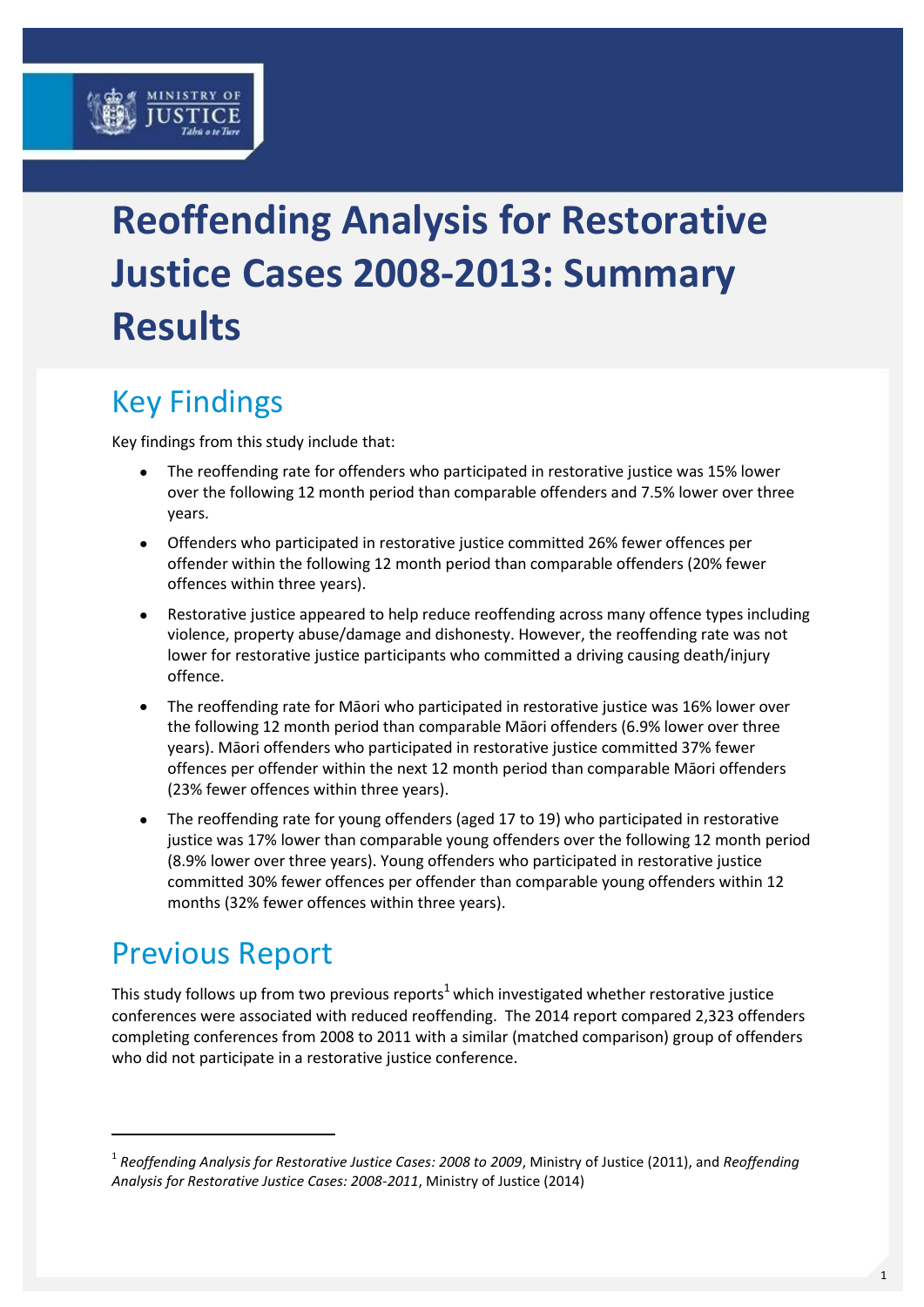# Reoffending Analysis for Restorative Justice Cases 2008-2013: Summary Results

## Key Findings

Key findings from this study include that:

- The reoffending rate for offenders who participated in restorative justice was 15% lower over the following 12 month period than comparable offenders and 7.5% lower over three years.
- Offenders who participated in restorative justice committed 26% fewer offences per offender within the following 12 month period than comparable offenders (20% fewer offences within three years).
- Restorative justice appeared to help reduce reoffending across many offence types including violence, property abuse/damage and dishonesty. However, the reoffending rate was not lower for restorative justice participants who committed a driving causing death/injury offence.
- The reoffending rate for Māori who participated in restorative justice was 16% lower over the following 12 month period than comparable Māori offenders (6.9% lower over three years). Māori offenders who participated in restorative justice committed 37% fewer offences per offender within the next 12 month period than comparable Māori offenders (23% fewer offences within three years).
- The reoffending rate for young offenders (aged 17 to 19) who participated in restorative justice was 17% lower than comparable young offenders over the following 12 month period (8.9% lower over three years). Young offenders who participated in restorative justice committed 30% fewer offences per offender than comparable young offenders within 12 months (32% fewer offences within three years).

## Previous Report

This study follows up from two previous reports[1] which investigated whether restorative justice conferences were associated with reduced reoffending. The 2014 report compared 2,323 offenders completing conferences from 2008 to 2011 with a similar (matched comparison) group of offenders who did not participate in a restorative justice conference.

---

[1] *Reoffending Analysis for Restorative Justice Cases: 2008 to 2009*, Ministry of Justice (2011), and *Reoffending Analysis for Restorative Justice Cases: 2008-2011*, Ministry of Justice (2014)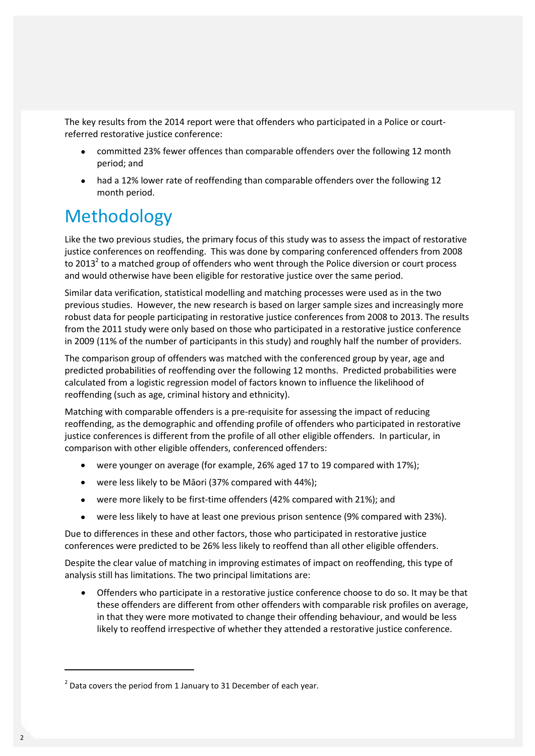The key results from the 2014 report were that offenders who participated in a Police or court-referred restorative justice conference:

- committed 23% fewer offences than comparable offenders over the following 12 month period; and
- had a 12% lower rate of reoffending than comparable offenders over the following 12 month period.

# Methodology

Like the two previous studies, the primary focus of this study was to assess the impact of restorative justice conferences on reoffending. This was done by comparing conferenced offenders from 2008 to 2013[2] to a matched group of offenders who went through the Police diversion or court process and would otherwise have been eligible for restorative justice over the same period.

Similar data verification, statistical modelling and matching processes were used as in the two previous studies. However, the new research is based on larger sample sizes and increasingly more robust data for people participating in restorative justice conferences from 2008 to 2013. The results from the 2011 study were only based on those who participated in a restorative justice conference in 2009 (11% of the number of participants in this study) and roughly half the number of providers.

The comparison group of offenders was matched with the conferenced group by year, age and predicted probabilities of reoffending over the following 12 months. Predicted probabilities were calculated from a logistic regression model of factors known to influence the likelihood of reoffending (such as age, criminal history and ethnicity).

Matching with comparable offenders is a pre-requisite for assessing the impact of reducing reoffending, as the demographic and offending profile of offenders who participated in restorative justice conferences is different from the profile of all other eligible offenders. In particular, in comparison with other eligible offenders, conferenced offenders:

- were younger on average (for example, 26% aged 17 to 19 compared with 17%);
- were less likely to be Māori (37% compared with 44%);
- were more likely to be first-time offenders (42% compared with 21%); and
- were less likely to have at least one previous prison sentence (9% compared with 23%).

Due to differences in these and other factors, those who participated in restorative justice conferences were predicted to be 26% less likely to reoffend than all other eligible offenders.

Despite the clear value of matching in improving estimates of impact on reoffending, this type of analysis still has limitations. The two principal limitations are:

- Offenders who participate in a restorative justice conference choose to do so. It may be that these offenders are different from other offenders with comparable risk profiles on average, in that they were more motivated to change their offending behaviour, and would be less likely to reoffend irrespective of whether they attended a restorative justice conference.

[2] Data covers the period from 1 January to 31 December of each year.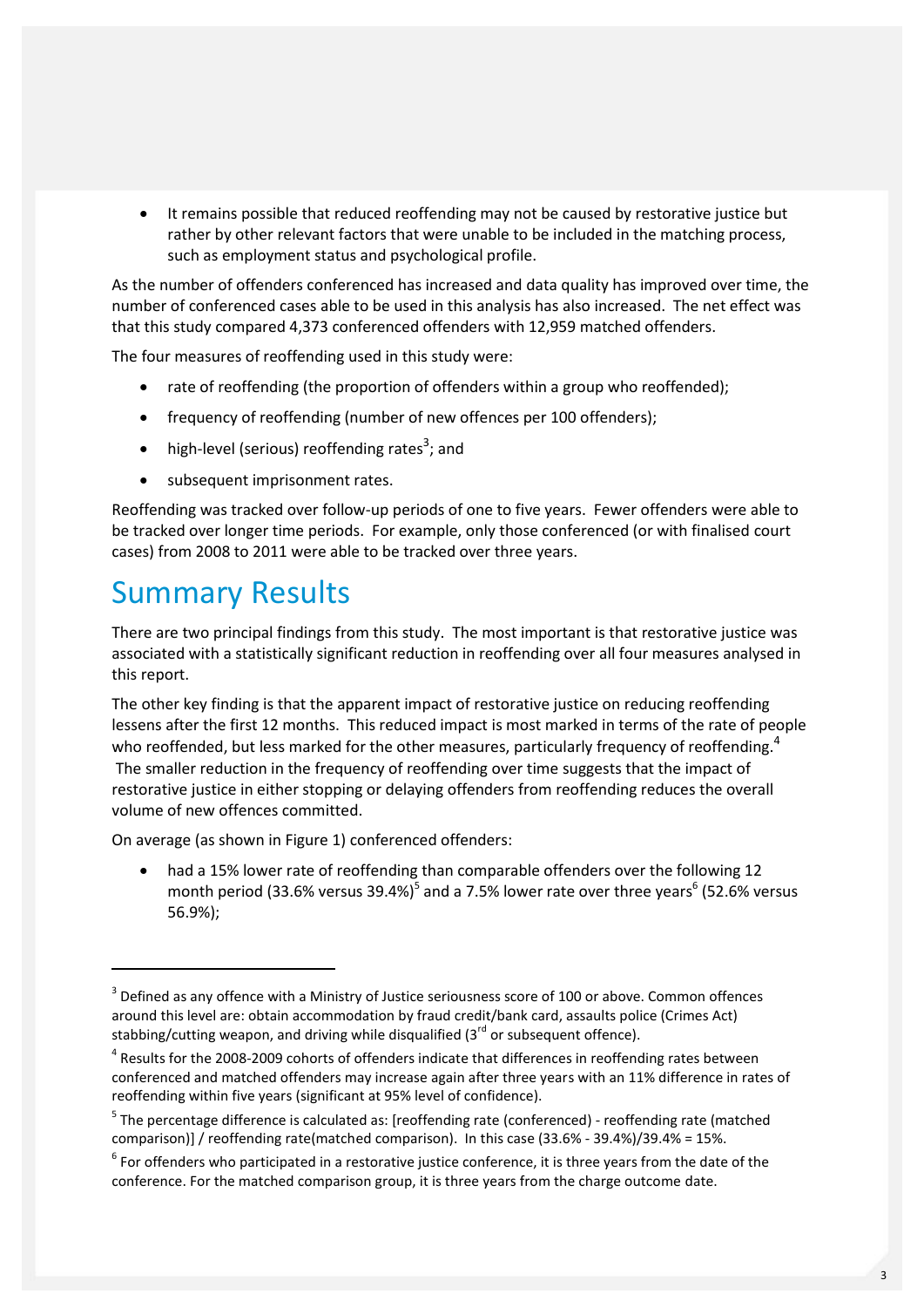- It remains possible that reduced reoffending may not be caused by restorative justice but rather by other relevant factors that were unable to be included in the matching process, such as employment status and psychological profile.

As the number of offenders conferenced has increased and data quality has improved over time, the number of conferenced cases able to be used in this analysis has also increased. The net effect was that this study compared 4,373 conferenced offenders with 12,959 matched offenders.

The four measures of reoffending used in this study were:

- rate of reoffending (the proportion of offenders within a group who reoffended);
- frequency of reoffending (number of new offences per 100 offenders);
- high-level (serious) reoffending rates[3]; and
- subsequent imprisonment rates.

Reoffending was tracked over follow-up periods of one to five years. Fewer offenders were able to be tracked over longer time periods. For example, only those conferenced (or with finalised court cases) from 2008 to 2011 were able to be tracked over three years.

# Summary Results

There are two principal findings from this study. The most important is that restorative justice was associated with a statistically significant reduction in reoffending over all four measures analysed in this report.

The other key finding is that the apparent impact of restorative justice on reducing reoffending lessens after the first 12 months. This reduced impact is most marked in terms of the rate of people who reoffended, but less marked for the other measures, particularly frequency of reoffending.[4] The smaller reduction in the frequency of reoffending over time suggests that the impact of restorative justice in either stopping or delaying offenders from reoffending reduces the overall volume of new offences committed.

On average (as shown in Figure 1) conferenced offenders:

- had a 15% lower rate of reoffending than comparable offenders over the following 12 month period (33.6% versus 39.4%)[5] and a 7.5% lower rate over three years[6] (52.6% versus 56.9%);

---

[3] Defined as any offence with a Ministry of Justice seriousness score of 100 or above. Common offences around this level are: obtain accommodation by fraud credit/bank card, assaults police (Crimes Act) stabbing/cutting weapon, and driving while disqualified (3rd or subsequent offence).

[4] Results for the 2008-2009 cohorts of offenders indicate that differences in reoffending rates between conferenced and matched offenders may increase again after three years with an 11% difference in rates of reoffending within five years (significant at 95% level of confidence).

[5] The percentage difference is calculated as: [reoffending rate (conferenced) - reoffending rate (matched comparison)] / reoffending rate(matched comparison). In this case (33.6% - 39.4%)/39.4% = 15%.

[6] For offenders who participated in a restorative justice conference, it is three years from the date of the conference. For the matched comparison group, it is three years from the charge outcome date.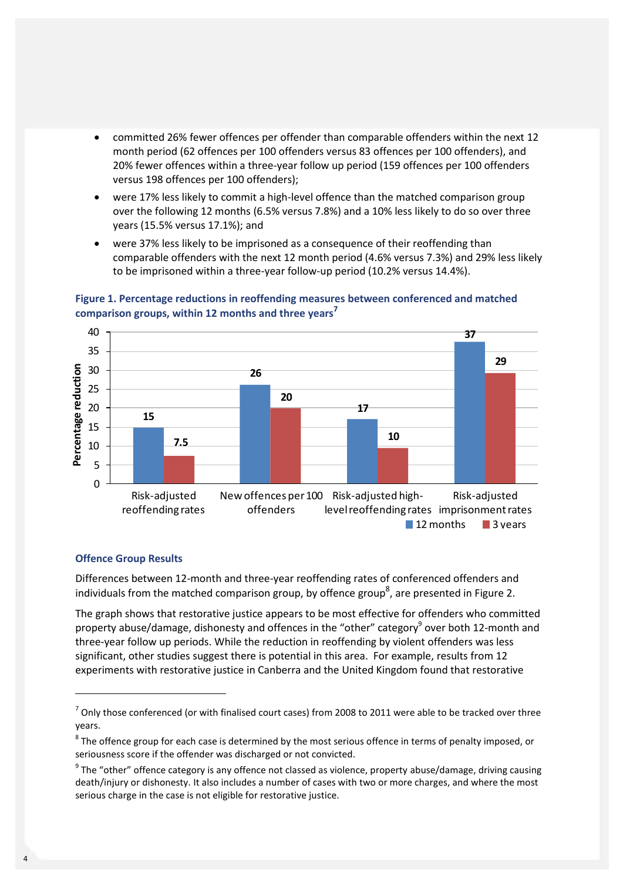- committed 26% fewer offences per offender than comparable offenders within the next 12 month period (62 offences per 100 offenders versus 83 offences per 100 offenders), and 20% fewer offences within a three-year follow up period (159 offences per 100 offenders versus 198 offences per 100 offenders);
- were 17% less likely to commit a high-level offence than the matched comparison group over the following 12 months (6.5% versus 7.8%) and a 10% less likely to do so over three years (15.5% versus 17.1%); and
- were 37% less likely to be imprisoned as a consequence of their reoffending than comparable offenders with the next 12 month period (4.6% versus 7.3%) and 29% less likely to be imprisoned within a three-year follow-up period (10.2% versus 14.4%).

**Figure 1. Percentage reductions in reoffending measures between conferenced and matched comparison groups, within 12 months and three years**[7]

| Percentage reduction | 12 months | 3 years |
|---|---|---|
| Risk-adjusted reoffending rates | 15 | 7.5 |
| New offences per 100 offenders | 26 | 20 |
| Risk-adjusted high-level reoffending rates | 17 | 10 |
| Risk-adjusted imprisonment rates | 37 | 29 |

### Offence Group Results

Differences between 12-month and three-year reoffending rates of conferenced offenders and individuals from the matched comparison group, by offence group[8], are presented in Figure 2.

The graph shows that restorative justice appears to be most effective for offenders who committed property abuse/damage, dishonesty and offences in the "other" category[9] over both 12-month and three-year follow up periods. While the reduction in reoffending by violent offenders was less significant, other studies suggest there is potential in this area. For example, results from 12 experiments with restorative justice in Canberra and the United Kingdom found that restorative

---

[7] Only those conferenced (or with finalised court cases) from 2008 to 2011 were able to be tracked over three years.

[8] The offence group for each case is determined by the most serious offence in terms of penalty imposed, or seriousness score if the offender was discharged or not convicted.

[9] The "other" offence category is any offence not classed as violence, property abuse/damage, driving causing death/injury or dishonesty. It also includes a number of cases with two or more charges, and where the most serious charge in the case is not eligible for restorative justice.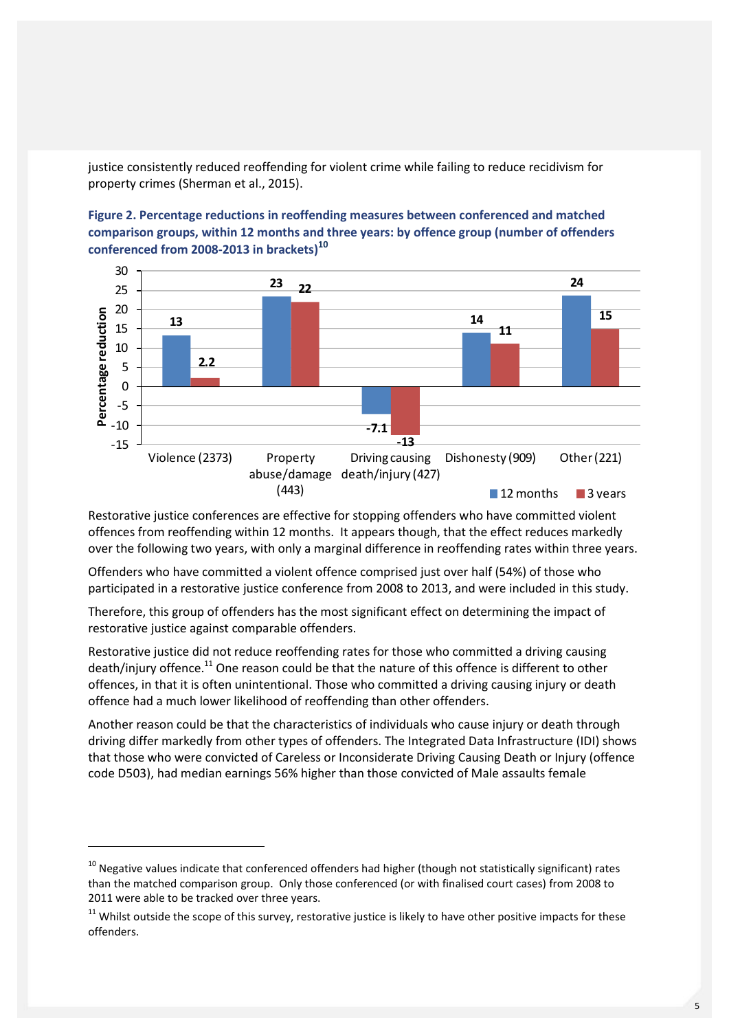justice consistently reduced reoffending for violent crime while failing to reduce recidivism for property crimes (Sherman et al., 2015).

**Figure 2. Percentage reductions in reoffending measures between conferenced and matched comparison groups, within 12 months and three years: by offence group (number of offenders conferenced from 2008-2013 in brackets)[10]**

| Offence group | 12 months | 3 years |
|---|---|---|
| Violence (2373) | 13 | 2.2 |
| Property abuse/damage (443) | 23 | 22 |
| Driving causing death/injury (427) | -7.1 | -13 |
| Dishonesty (909) | 14 | 11 |
| Other (221) | 24 | 15 |

Restorative justice conferences are effective for stopping offenders who have committed violent offences from reoffending within 12 months. It appears though, that the effect reduces markedly over the following two years, with only a marginal difference in reoffending rates within three years.

Offenders who have committed a violent offence comprised just over half (54%) of those who participated in a restorative justice conference from 2008 to 2013, and were included in this study.

Therefore, this group of offenders has the most significant effect on determining the impact of restorative justice against comparable offenders.

Restorative justice did not reduce reoffending rates for those who committed a driving causing death/injury offence.[11] One reason could be that the nature of this offence is different to other offences, in that it is often unintentional. Those who committed a driving causing injury or death offence had a much lower likelihood of reoffending than other offenders.

Another reason could be that the characteristics of individuals who cause injury or death through driving differ markedly from other types of offenders. The Integrated Data Infrastructure (IDI) shows that those who were convicted of Careless or Inconsiderate Driving Causing Death or Injury (offence code D503), had median earnings 56% higher than those convicted of Male assaults female

---

[10] Negative values indicate that conferenced offenders had higher (though not statistically significant) rates than the matched comparison group. Only those conferenced (or with finalised court cases) from 2008 to 2011 were able to be tracked over three years.

[11] Whilst outside the scope of this survey, restorative justice is likely to have other positive impacts for these offenders.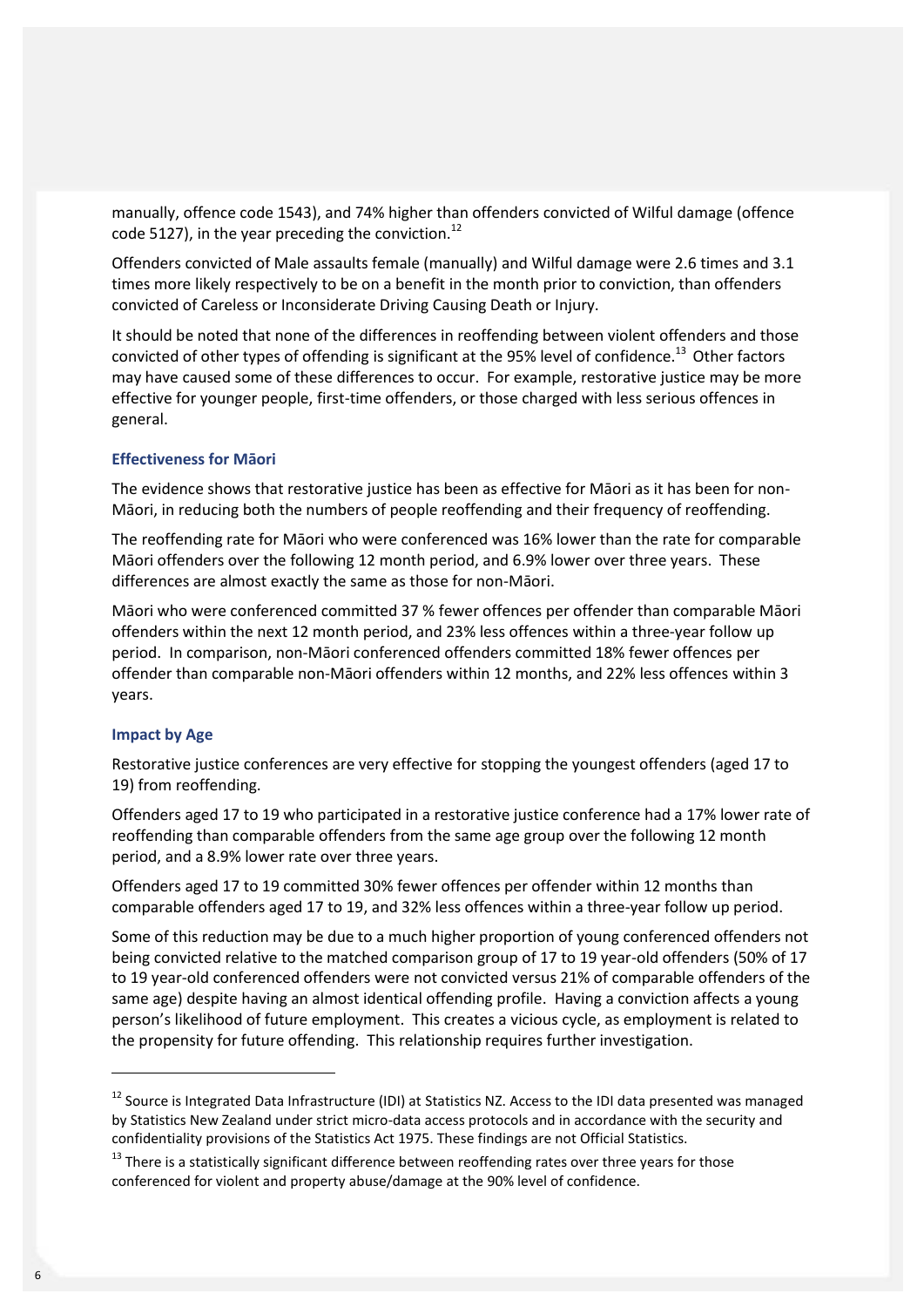manually, offence code 1543), and 74% higher than offenders convicted of Wilful damage (offence code 5127), in the year preceding the conviction.[12]

Offenders convicted of Male assaults female (manually) and Wilful damage were 2.6 times and 3.1 times more likely respectively to be on a benefit in the month prior to conviction, than offenders convicted of Careless or Inconsiderate Driving Causing Death or Injury.

It should be noted that none of the differences in reoffending between violent offenders and those convicted of other types of offending is significant at the 95% level of confidence.[13] Other factors may have caused some of these differences to occur. For example, restorative justice may be more effective for younger people, first-time offenders, or those charged with less serious offences in general.

### Effectiveness for Māori

The evidence shows that restorative justice has been as effective for Māori as it has been for non-Māori, in reducing both the numbers of people reoffending and their frequency of reoffending.

The reoffending rate for Māori who were conferenced was 16% lower than the rate for comparable Māori offenders over the following 12 month period, and 6.9% lower over three years. These differences are almost exactly the same as those for non-Māori.

Māori who were conferenced committed 37 % fewer offences per offender than comparable Māori offenders within the next 12 month period, and 23% less offences within a three-year follow up period. In comparison, non-Māori conferenced offenders committed 18% fewer offences per offender than comparable non-Māori offenders within 12 months, and 22% less offences within 3 years.

### Impact by Age

Restorative justice conferences are very effective for stopping the youngest offenders (aged 17 to 19) from reoffending.

Offenders aged 17 to 19 who participated in a restorative justice conference had a 17% lower rate of reoffending than comparable offenders from the same age group over the following 12 month period, and a 8.9% lower rate over three years.

Offenders aged 17 to 19 committed 30% fewer offences per offender within 12 months than comparable offenders aged 17 to 19, and 32% less offences within a three-year follow up period.

Some of this reduction may be due to a much higher proportion of young conferenced offenders not being convicted relative to the matched comparison group of 17 to 19 year-old offenders (50% of 17 to 19 year-old conferenced offenders were not convicted versus 21% of comparable offenders of the same age) despite having an almost identical offending profile. Having a conviction affects a young person's likelihood of future employment. This creates a vicious cycle, as employment is related to the propensity for future offending. This relationship requires further investigation.

---

[12] Source is Integrated Data Infrastructure (IDI) at Statistics NZ. Access to the IDI data presented was managed by Statistics New Zealand under strict micro-data access protocols and in accordance with the security and confidentiality provisions of the Statistics Act 1975. These findings are not Official Statistics.

[13] There is a statistically significant difference between reoffending rates over three years for those conferenced for violent and property abuse/damage at the 90% level of confidence.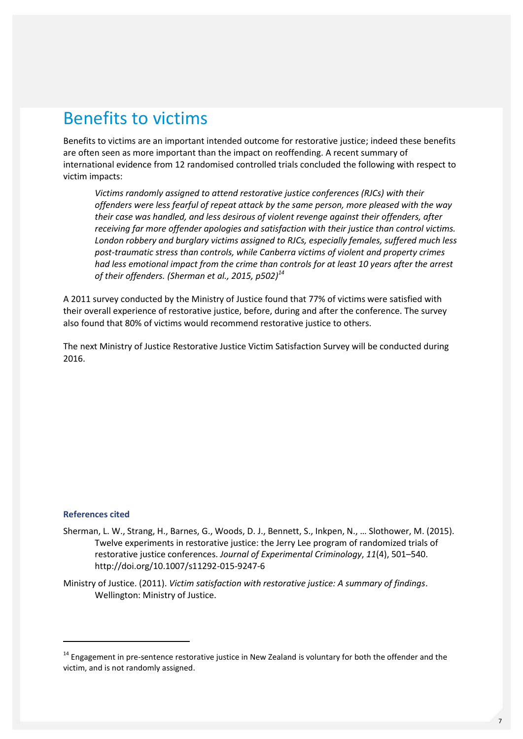# Benefits to victims

Benefits to victims are an important intended outcome for restorative justice; indeed these benefits are often seen as more important than the impact on reoffending. A recent summary of international evidence from 12 randomised controlled trials concluded the following with respect to victim impacts:

> *Victims randomly assigned to attend restorative justice conferences (RJCs) with their offenders were less fearful of repeat attack by the same person, more pleased with the way their case was handled, and less desirous of violent revenge against their offenders, after receiving far more offender apologies and satisfaction with their justice than control victims. London robbery and burglary victims assigned to RJCs, especially females, suffered much less post-traumatic stress than controls, while Canberra victims of violent and property crimes had less emotional impact from the crime than controls for at least 10 years after the arrest of their offenders. (Sherman et al., 2015, p502)*[14]

A 2011 survey conducted by the Ministry of Justice found that 77% of victims were satisfied with their overall experience of restorative justice, before, during and after the conference. The survey also found that 80% of victims would recommend restorative justice to others.

The next Ministry of Justice Restorative Justice Victim Satisfaction Survey will be conducted during 2016.

#### References cited

Sherman, L. W., Strang, H., Barnes, G., Woods, D. J., Bennett, S., Inkpen, N., … Slothower, M. (2015). Twelve experiments in restorative justice: the Jerry Lee program of randomized trials of restorative justice conferences. *Journal of Experimental Criminology*, *11*(4), 501–540. http://doi.org/10.1007/s11292-015-9247-6

Ministry of Justice. (2011). *Victim satisfaction with restorative justice: A summary of findings*. Wellington: Ministry of Justice.

---

[14] Engagement in pre-sentence restorative justice in New Zealand is voluntary for both the offender and the victim, and is not randomly assigned.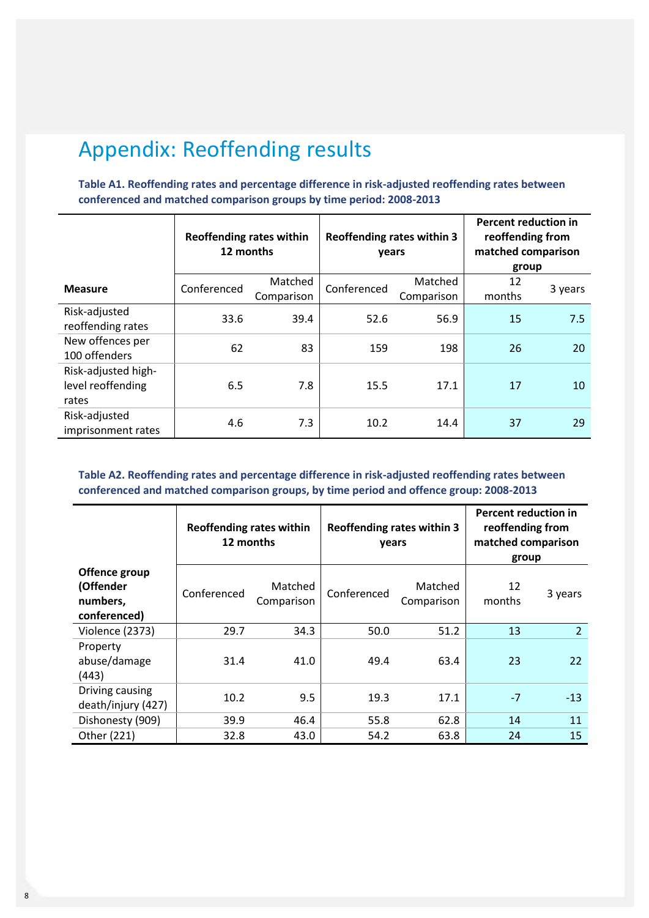# Appendix: Reoffending results

**Table A1. Reoffending rates and percentage difference in risk-adjusted reoffending rates between conferenced and matched comparison groups by time period: 2008-2013**

| Measure | Reoffending rates within 12 months | | Reoffending rates within 3 years | | Percent reduction in reoffending from matched comparison group | |
|---|---|---|---|---|---|---|
| | Conferenced | Matched Comparison | Conferenced | Matched Comparison | 12 months | 3 years |
| Risk-adjusted reoffending rates | 33.6 | 39.4 | 52.6 | 56.9 | 15 | 7.5 |
| New offences per 100 offenders | 62 | 83 | 159 | 198 | 26 | 20 |
| Risk-adjusted high-level reoffending rates | 6.5 | 7.8 | 15.5 | 17.1 | 17 | 10 |
| Risk-adjusted imprisonment rates | 4.6 | 7.3 | 10.2 | 14.4 | 37 | 29 |

**Table A2. Reoffending rates and percentage difference in risk-adjusted reoffending rates between conferenced and matched comparison groups, by time period and offence group: 2008-2013**

| Offence group (Offender numbers, conferenced) | Reoffending rates within 12 months | | Reoffending rates within 3 years | | Percent reduction in reoffending from matched comparison group | |
|---|---|---|---|---|---|---|
| | Conferenced | Matched Comparison | Conferenced | Matched Comparison | 12 months | 3 years |
| Violence (2373) | 29.7 | 34.3 | 50.0 | 51.2 | 13 | 2 |
| Property abuse/damage (443) | 31.4 | 41.0 | 49.4 | 63.4 | 23 | 22 |
| Driving causing death/injury (427) | 10.2 | 9.5 | 19.3 | 17.1 | -7 | -13 |
| Dishonesty (909) | 39.9 | 46.4 | 55.8 | 62.8 | 14 | 11 |
| Other (221) | 32.8 | 43.0 | 54.2 | 63.8 | 24 | 15 |